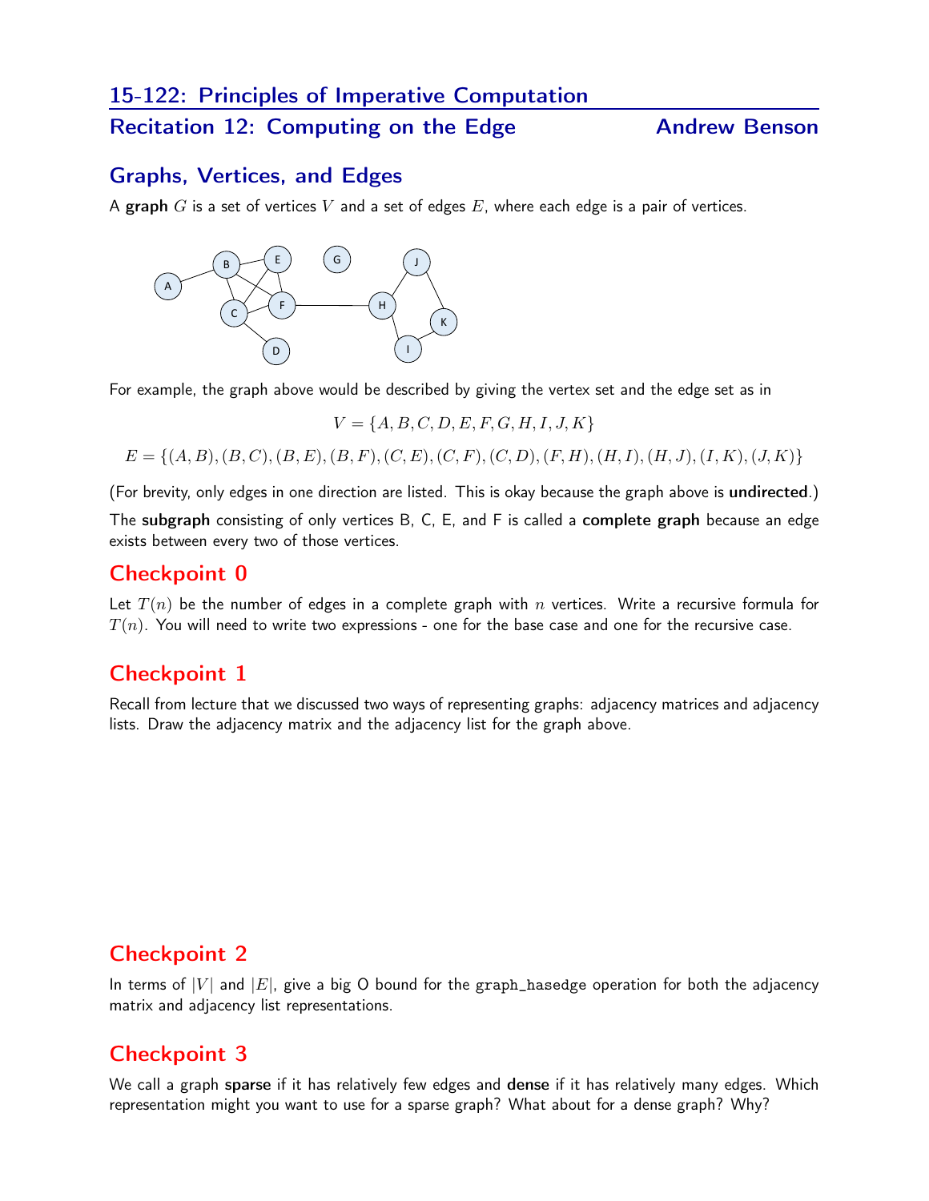# 15-122: Principles of Imperative Computation

## Recitation 12: Computing on the Edge — Andrew Benson

## Graphs, Vertices, and Edges

A **graph** $G$ is a set of vertices $V$ and a set of edges $E$, where each edge is a pair of vertices.

For example, the graph above would be described by giving the vertex set and the edge set as in

$$V = \{A, B, C, D, E, F, G, H, I, J, K\}$$

$$E = \{(A, B), (B, C), (B, E), (B, F), (C, E), (C, F), (C, D), (F, H), (H, I), (H, J), (I, K), (J, K)\}$$

(For brevity, only edges in one direction are listed. This is okay because the graph above is **undirected**.)

The **subgraph** consisting of only vertices B, C, E, and F is called a **complete graph** because an edge exists between every two of those vertices.

## Checkpoint 0

Let $T(n)$ be the number of edges in a complete graph with $n$ vertices. Write a recursive formula for $T(n)$. You will need to write two expressions - one for the base case and one for the recursive case.

## Checkpoint 1

Recall from lecture that we discussed two ways of representing graphs: adjacency matrices and adjacency lists. Draw the adjacency matrix and the adjacency list for the graph above.

## Checkpoint 2

In terms of $|V|$ and $|E|$, give a big O bound for the `graph_hasedge` operation for both the adjacency matrix and adjacency list representations.

## Checkpoint 3

We call a graph **sparse** if it has relatively few edges and **dense** if it has relatively many edges. Which representation might you want to use for a sparse graph? What about for a dense graph? Why?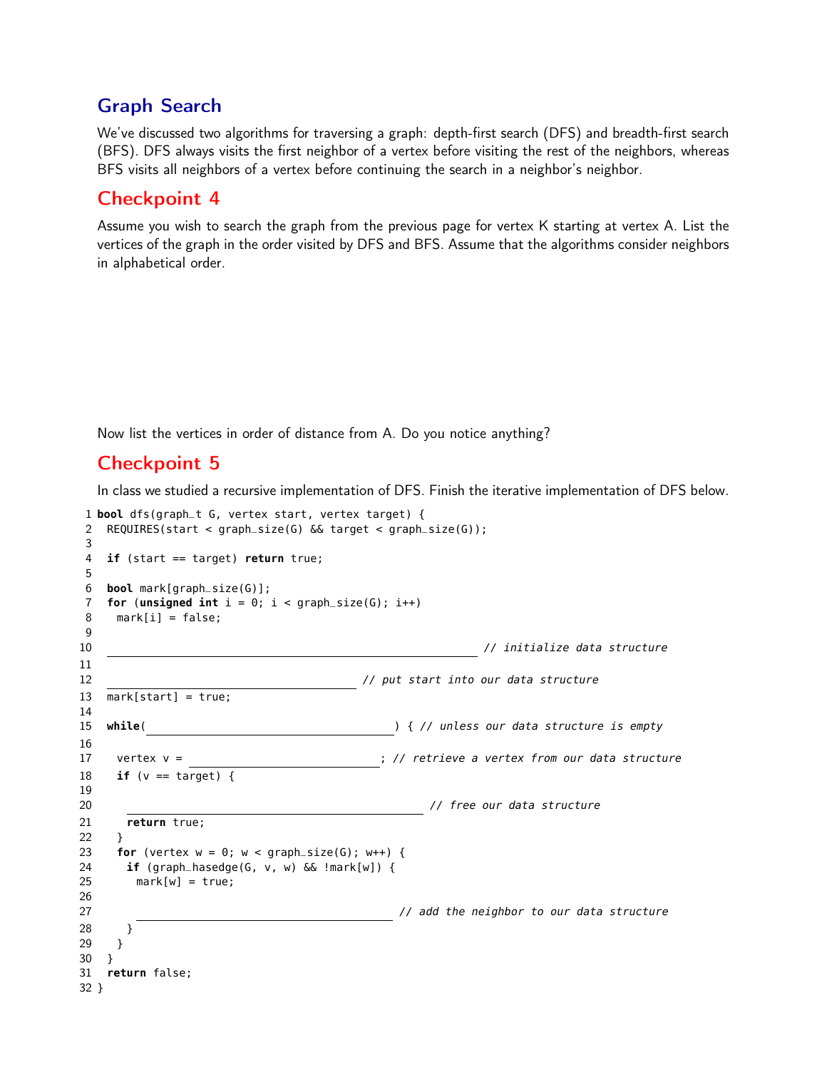## Graph Search

We've discussed two algorithms for traversing a graph: depth-first search (DFS) and breadth-first search (BFS). DFS always visits the first neighbor of a vertex before visiting the rest of the neighbors, whereas BFS visits all neighbors of a vertex before continuing the search in a neighbor's neighbor.

## Checkpoint 4

Assume you wish to search the graph from the previous page for vertex K starting at vertex A. List the vertices of the graph in the order visited by DFS and BFS. Assume that the algorithms consider neighbors in alphabetical order.

Now list the vertices in order of distance from A. Do you notice anything?

## Checkpoint 5

In class we studied a recursive implementation of DFS. Finish the iterative implementation of DFS below.

```
1  bool dfs(graph_t G, vertex start, vertex target) {
2    REQUIRES(start < graph_size(G) && target < graph_size(G));
3
4    if (start == target) return true;
5
6    bool mark[graph_size(G)];
7    for (unsigned int i = 0; i < graph_size(G); i++)
8      mark[i] = false;
9
10   ____________________________________________ // initialize data structure
11
12   ______________________________ // put start into our data structure
13   mark[start] = true;
14
15   while(______________________________) { // unless our data structure is empty
16
17     vertex v = ______________________; // retrieve a vertex from our data structure
18     if (v == target) {
19
20       ____________________________________ // free our data structure
21       return true;
22     }
23     for (vertex w = 0; w < graph_size(G); w++) {
24       if (graph_hasedge(G, v, w) && !mark[w]) {
25         mark[w] = true;
26
27         _______________________________ // add the neighbor to our data structure
28       }
29     }
30   }
31   return false;
32 }
```